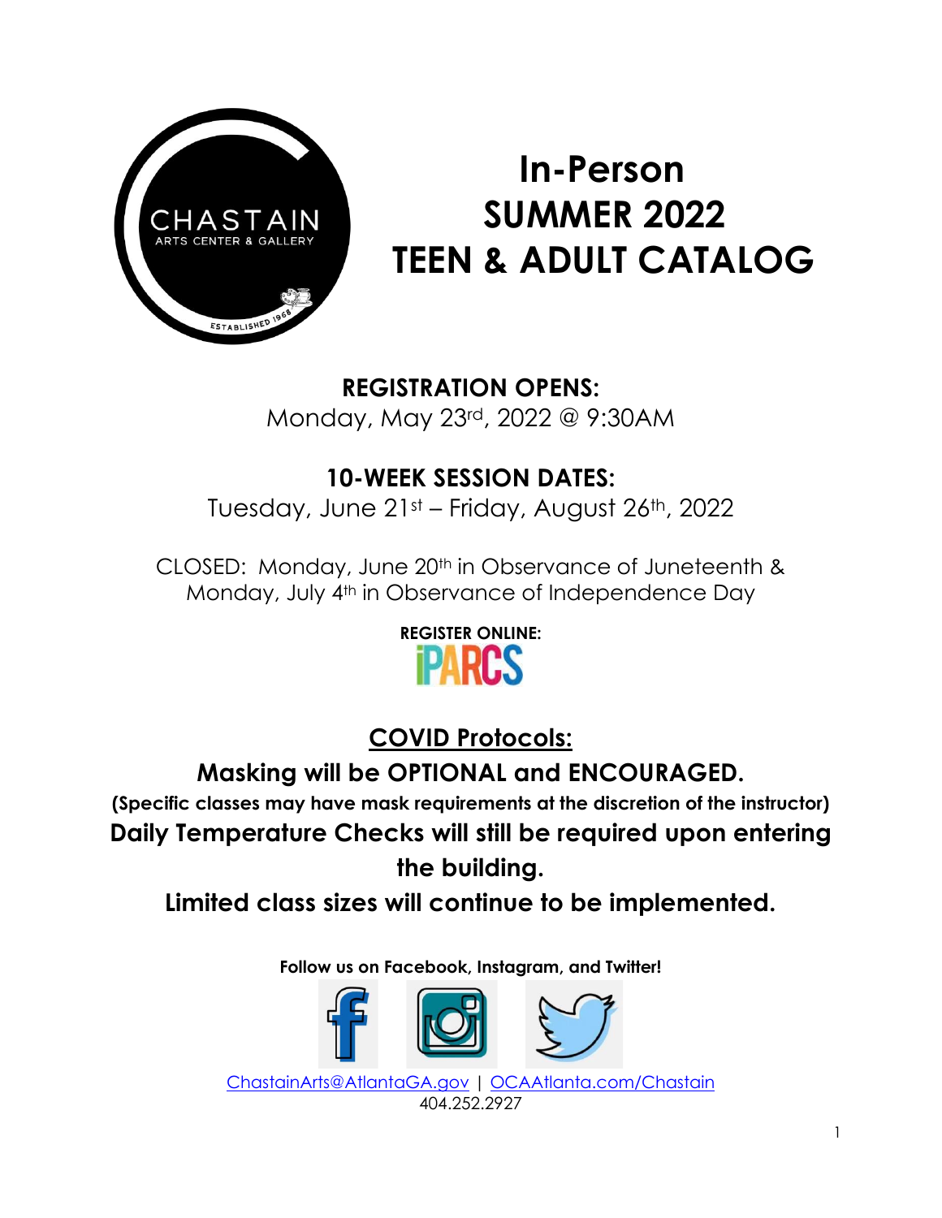CHASTAIN
ARTS CENTER & GALLERY
ESTABLISHED 1968

# In-Person SUMMER 2022 TEEN & ADULT CATALOG

**REGISTRATION OPENS:**
Monday, May 23rd, 2022 @ 9:30AM

**10-WEEK SESSION DATES:**
Tuesday, June 21st – Friday, August 26th, 2022

CLOSED: Monday, June 20th in Observance of Juneteenth & Monday, July 4th in Observance of Independence Day

**REGISTER ONLINE:**
iPARCS

## COVID Protocols:

**Masking will be OPTIONAL and ENCOURAGED.**

**(Specific classes may have mask requirements at the discretion of the instructor)**

**Daily Temperature Checks will still be required upon entering the building.**

**Limited class sizes will continue to be implemented.**

**Follow us on Facebook, Instagram, and Twitter!**

ChastainArts@AtlantaGA.gov | OCAAtlanta.com/Chastain
404.252.2927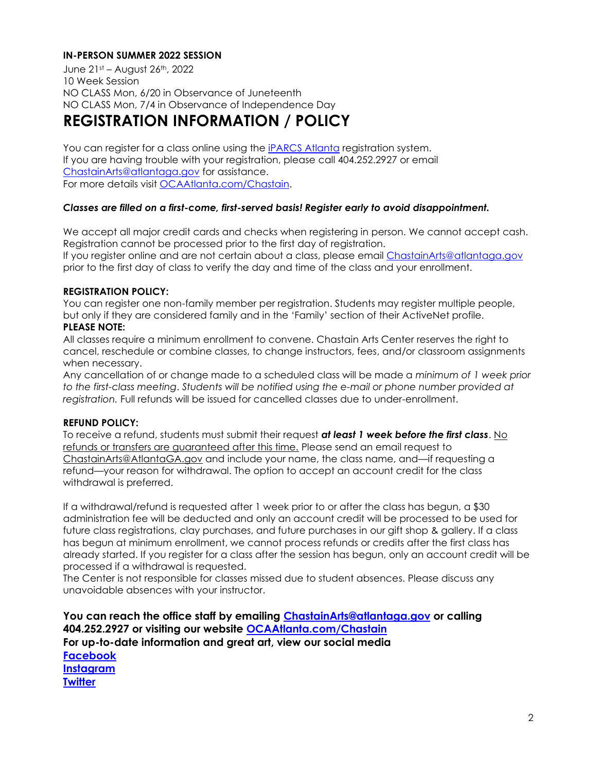**IN-PERSON SUMMER 2022 SESSION**

June 21st – August 26th, 2022
10 Week Session
NO CLASS Mon, 6/20 in Observance of Juneteenth
NO CLASS Mon, 7/4 in Observance of Independence Day

# REGISTRATION INFORMATION / POLICY

You can register for a class online using the iPARCS Atlanta registration system.
If you are having trouble with your registration, please call 404.252.2927 or email ChastainArts@atlantaga.gov for assistance.
For more details visit OCAAtlanta.com/Chastain.

***Classes are filled on a first-come, first-served basis! Register early to avoid disappointment.***

We accept all major credit cards and checks when registering in person. We cannot accept cash.
Registration cannot be processed prior to the first day of registration.
If you register online and are not certain about a class, please email ChastainArts@atlantaga.gov prior to the first day of class to verify the day and time of the class and your enrollment.

**REGISTRATION POLICY:**

You can register one non-family member per registration. Students may register multiple people, but only if they are considered family and in the 'Family' section of their ActiveNet profile.

**PLEASE NOTE:**

All classes require a minimum enrollment to convene. Chastain Arts Center reserves the right to cancel, reschedule or combine classes, to change instructors, fees, and/or classroom assignments when necessary.
Any cancellation of or change made to a scheduled class will be made a *minimum of 1 week prior to the first-class meeting*. *Students will be notified using the e-mail or phone number provided at registration.* Full refunds will be issued for cancelled classes due to under-enrollment.

**REFUND POLICY:**

To receive a refund, students must submit their request ***at least 1 week before the first class***. No refunds or transfers are guaranteed after this time. Please send an email request to ChastainArts@AtlantaGA.gov and include your name, the class name, and—if requesting a refund—your reason for withdrawal. The option to accept an account credit for the class withdrawal is preferred.

If a withdrawal/refund is requested after 1 week prior to or after the class has begun, a $30 administration fee will be deducted and only an account credit will be processed to be used for future class registrations, clay purchases, and future purchases in our gift shop & gallery. If a class has begun at minimum enrollment, we cannot process refunds or credits after the first class has already started. If you register for a class after the session has begun, only an account credit will be processed if a withdrawal is requested.
The Center is not responsible for classes missed due to student absences. Please discuss any unavoidable absences with your instructor.

**You can reach the office staff by emailing ChastainArts@atlantaga.gov or calling 404.252.2927 or visiting our website OCAAtlanta.com/Chastain**
**For up-to-date information and great art, view our social media**
**Facebook**
**Instagram**
**Twitter**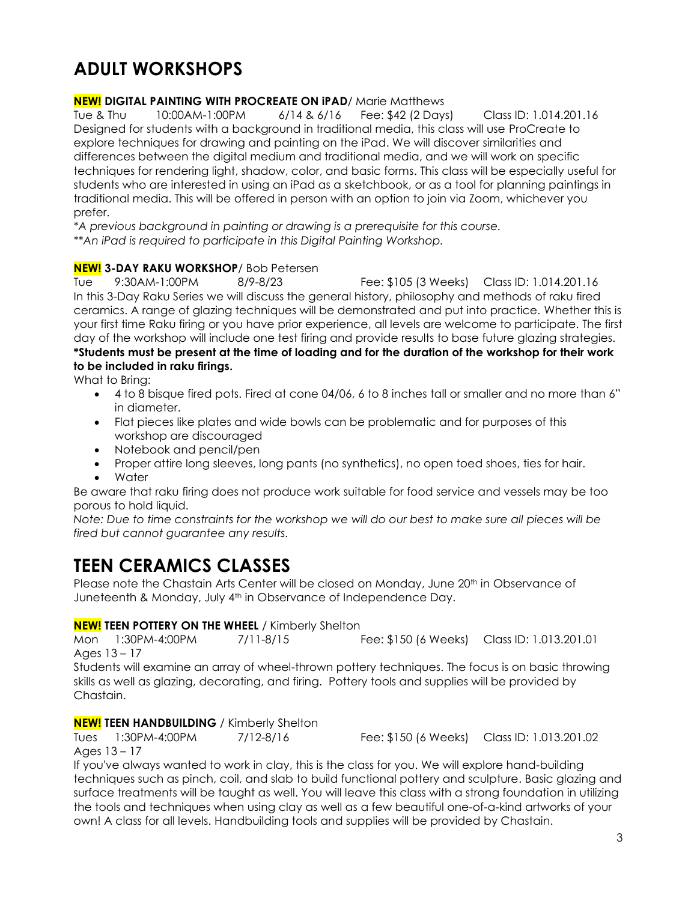# ADULT WORKSHOPS

**NEW! DIGITAL PAINTING WITH PROCREATE ON iPAD**/ Marie Matthews

Tue & Thu 10:00AM-1:00PM 6/14 & 6/16 Fee: $42 (2 Days) Class ID: 1.014.201.16

Designed for students with a background in traditional media, this class will use ProCreate to explore techniques for drawing and painting on the iPad. We will discover similarities and differences between the digital medium and traditional media, and we will work on specific techniques for rendering light, shadow, color, and basic forms. This class will be especially useful for students who are interested in using an iPad as a sketchbook, or as a tool for planning paintings in traditional media. This will be offered in person with an option to join via Zoom, whichever you prefer.

*\*A previous background in painting or drawing is a prerequisite for this course.*

*\*\*An iPad is required to participate in this Digital Painting Workshop.*

**NEW! 3-DAY RAKU WORKSHOP**/ Bob Petersen

Tue 9:30AM-1:00PM 8/9-8/23 Fee: $105 (3 Weeks) Class ID: 1.014.201.16

In this 3-Day Raku Series we will discuss the general history, philosophy and methods of raku fired ceramics. A range of glazing techniques will be demonstrated and put into practice. Whether this is your first time Raku firing or you have prior experience, all levels are welcome to participate. The first day of the workshop will include one test firing and provide results to base future glazing strategies.

**\*Students must be present at the time of loading and for the duration of the workshop for their work to be included in raku firings.**

What to Bring:

- 4 to 8 bisque fired pots. Fired at cone 04/06, 6 to 8 inches tall or smaller and no more than 6" in diameter.
- Flat pieces like plates and wide bowls can be problematic and for purposes of this workshop are discouraged
- Notebook and pencil/pen
- Proper attire long sleeves, long pants (no synthetics), no open toed shoes, ties for hair.
- Water

Be aware that raku firing does not produce work suitable for food service and vessels may be too porous to hold liquid.

*Note: Due to time constraints for the workshop we will do our best to make sure all pieces will be fired but cannot guarantee any results.*

# TEEN CERAMICS CLASSES

Please note the Chastain Arts Center will be closed on Monday, June 20th in Observance of Juneteenth & Monday, July 4th in Observance of Independence Day.

**NEW! TEEN POTTERY ON THE WHEEL** / Kimberly Shelton

Mon 1:30PM-4:00PM 7/11-8/15 Fee: $150 (6 Weeks) Class ID: 1.013.201.01

Ages 13 – 17

Students will examine an array of wheel-thrown pottery techniques. The focus is on basic throwing skills as well as glazing, decorating, and firing. Pottery tools and supplies will be provided by Chastain.

**NEW! TEEN HANDBUILDING** / Kimberly Shelton

Tues 1:30PM-4:00PM 7/12-8/16 Fee: $150 (6 Weeks) Class ID: 1.013.201.02

Ages 13 – 17

If you've always wanted to work in clay, this is the class for you. We will explore hand-building techniques such as pinch, coil, and slab to build functional pottery and sculpture. Basic glazing and surface treatments will be taught as well. You will leave this class with a strong foundation in utilizing the tools and techniques when using clay as well as a few beautiful one-of-a-kind artworks of your own! A class for all levels. Handbuilding tools and supplies will be provided by Chastain.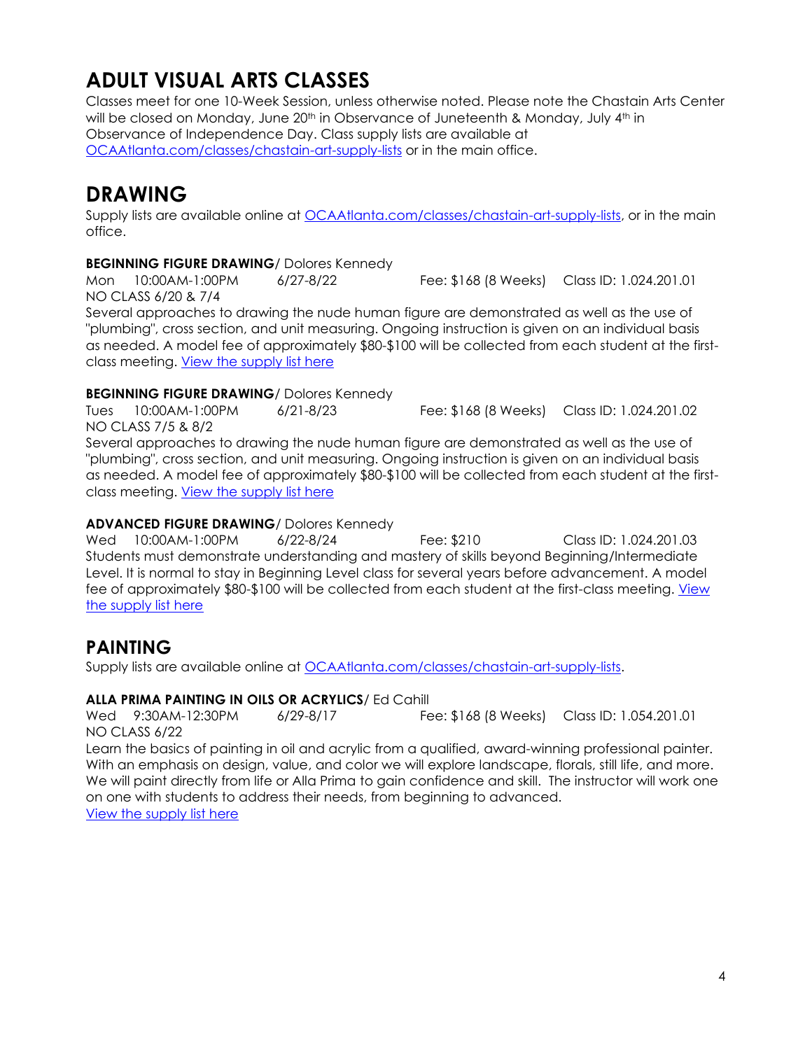# ADULT VISUAL ARTS CLASSES

Classes meet for one 10-Week Session, unless otherwise noted. Please note the Chastain Arts Center will be closed on Monday, June 20th in Observance of Juneteenth & Monday, July 4th in Observance of Independence Day. Class supply lists are available at OCAAtlanta.com/classes/chastain-art-supply-lists or in the main office.

# DRAWING

Supply lists are available online at OCAAtlanta.com/classes/chastain-art-supply-lists, or in the main office.

**BEGINNING FIGURE DRAWING**/ Dolores Kennedy
Mon 10:00AM-1:00PM 6/27-8/22 Fee: $168 (8 Weeks) Class ID: 1.024.201.01
NO CLASS 6/20 & 7/4
Several approaches to drawing the nude human figure are demonstrated as well as the use of "plumbing", cross section, and unit measuring. Ongoing instruction is given on an individual basis as needed. A model fee of approximately $80-$100 will be collected from each student at the first-class meeting. View the supply list here

**BEGINNING FIGURE DRAWING**/ Dolores Kennedy
Tues 10:00AM-1:00PM 6/21-8/23 Fee: $168 (8 Weeks) Class ID: 1.024.201.02
NO CLASS 7/5 & 8/2
Several approaches to drawing the nude human figure are demonstrated as well as the use of "plumbing", cross section, and unit measuring. Ongoing instruction is given on an individual basis as needed. A model fee of approximately $80-$100 will be collected from each student at the first-class meeting. View the supply list here

**ADVANCED FIGURE DRAWING**/ Dolores Kennedy
Wed 10:00AM-1:00PM 6/22-8/24 Fee: $210 Class ID: 1.024.201.03
Students must demonstrate understanding and mastery of skills beyond Beginning/Intermediate Level. It is normal to stay in Beginning Level class for several years before advancement. A model fee of approximately $80-$100 will be collected from each student at the first-class meeting. View the supply list here

# PAINTING

Supply lists are available online at OCAAtlanta.com/classes/chastain-art-supply-lists.

**ALLA PRIMA PAINTING IN OILS OR ACRYLICS**/ Ed Cahill
Wed 9:30AM-12:30PM 6/29-8/17 Fee: $168 (8 Weeks) Class ID: 1.054.201.01
NO CLASS 6/22
Learn the basics of painting in oil and acrylic from a qualified, award-winning professional painter. With an emphasis on design, value, and color we will explore landscape, florals, still life, and more. We will paint directly from life or Alla Prima to gain confidence and skill. The instructor will work one on one with students to address their needs, from beginning to advanced.
View the supply list here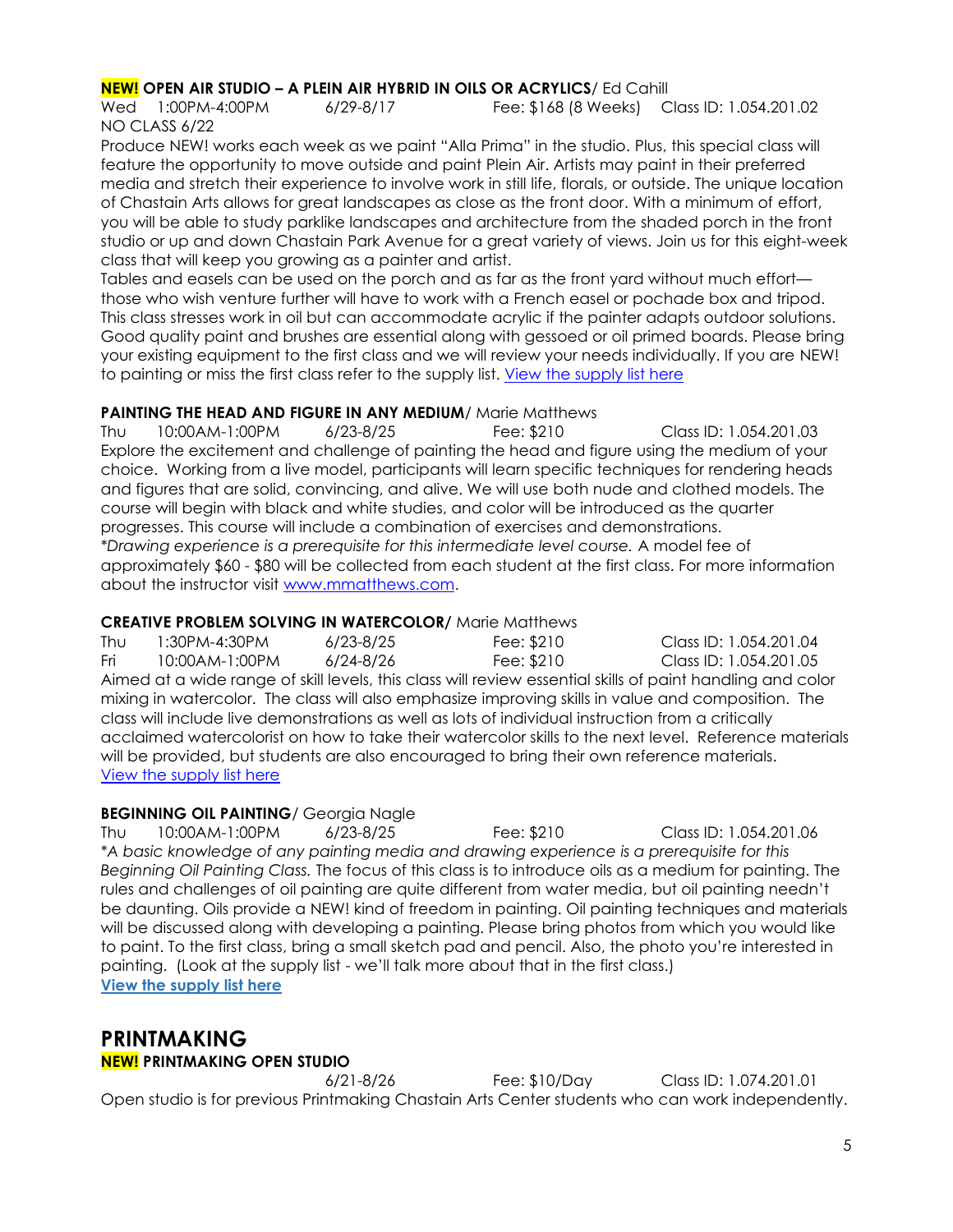**NEW! OPEN AIR STUDIO – A PLEIN AIR HYBRID IN OILS OR ACRYLICS**/ Ed Cahill

Wed 1:00PM-4:00PM 6/29-8/17 Fee: $168 (8 Weeks) Class ID: 1.054.201.02

NO CLASS 6/22

Produce NEW! works each week as we paint "Alla Prima" in the studio. Plus, this special class will feature the opportunity to move outside and paint Plein Air. Artists may paint in their preferred media and stretch their experience to involve work in still life, florals, or outside. The unique location of Chastain Arts allows for great landscapes as close as the front door. With a minimum of effort, you will be able to study parklike landscapes and architecture from the shaded porch in the front studio or up and down Chastain Park Avenue for a great variety of views. Join us for this eight-week class that will keep you growing as a painter and artist.

Tables and easels can be used on the porch and as far as the front yard without much effort—those who wish venture further will have to work with a French easel or pochade box and tripod. This class stresses work in oil but can accommodate acrylic if the painter adapts outdoor solutions. Good quality paint and brushes are essential along with gessoed or oil primed boards. Please bring your existing equipment to the first class and we will review your needs individually. If you are NEW! to painting or miss the first class refer to the supply list. View the supply list here

**PAINTING THE HEAD AND FIGURE IN ANY MEDIUM**/ Marie Matthews

Thu 10:00AM-1:00PM 6/23-8/25 Fee: $210 Class ID: 1.054.201.03

Explore the excitement and challenge of painting the head and figure using the medium of your choice. Working from a live model, participants will learn specific techniques for rendering heads and figures that are solid, convincing, and alive. We will use both nude and clothed models. The course will begin with black and white studies, and color will be introduced as the quarter progresses. This course will include a combination of exercises and demonstrations. *\*Drawing experience is a prerequisite for this intermediate level course.* A model fee of approximately $60 - $80 will be collected from each student at the first class. For more information about the instructor visit www.mmatthews.com.

**CREATIVE PROBLEM SOLVING IN WATERCOLOR/** Marie Matthews

| Day | Time | Dates | Fee | Class ID |
|---|---|---|---|---|
| Thu | 1:30PM-4:30PM | 6/23-8/25 | Fee: $210 | Class ID: 1.054.201.04 |
| Fri | 10:00AM-1:00PM | 6/24-8/26 | Fee: $210 | Class ID: 1.054.201.05 |

Aimed at a wide range of skill levels, this class will review essential skills of paint handling and color mixing in watercolor. The class will also emphasize improving skills in value and composition. The class will include live demonstrations as well as lots of individual instruction from a critically acclaimed watercolorist on how to take their watercolor skills to the next level. Reference materials will be provided, but students are also encouraged to bring their own reference materials. View the supply list here

**BEGINNING OIL PAINTING**/ Georgia Nagle

Thu 10:00AM-1:00PM 6/23-8/25 Fee: $210 Class ID: 1.054.201.06

*\*A basic knowledge of any painting media and drawing experience is a prerequisite for this Beginning Oil Painting Class.* The focus of this class is to introduce oils as a medium for painting. The rules and challenges of oil painting are quite different from water media, but oil painting needn't be daunting. Oils provide a NEW! kind of freedom in painting. Oil painting techniques and materials will be discussed along with developing a painting. Please bring photos from which you would like to paint. To the first class, bring a small sketch pad and pencil. Also, the photo you're interested in painting. (Look at the supply list - we'll talk more about that in the first class.)

**View the supply list here**

# PRINTMAKING

**NEW! PRINTMAKING OPEN STUDIO**

6/21-8/26 Fee: $10/Day Class ID: 1.074.201.01

Open studio is for previous Printmaking Chastain Arts Center students who can work independently.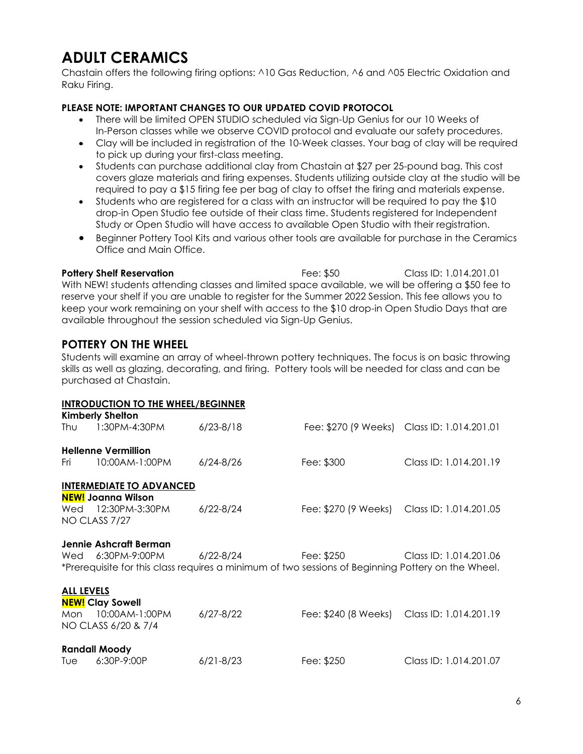# ADULT CERAMICS

Chastain offers the following firing options: ^10 Gas Reduction, ^6 and ^05 Electric Oxidation and Raku Firing.

**PLEASE NOTE: IMPORTANT CHANGES TO OUR UPDATED COVID PROTOCOL**

- There will be limited OPEN STUDIO scheduled via Sign-Up Genius for our 10 Weeks of In-Person classes while we observe COVID protocol and evaluate our safety procedures.
- Clay will be included in registration of the 10-Week classes. Your bag of clay will be required to pick up during your first-class meeting.
- Students can purchase additional clay from Chastain at $27 per 25-pound bag. This cost covers glaze materials and firing expenses. Students utilizing outside clay at the studio will be required to pay a $15 firing fee per bag of clay to offset the firing and materials expense.
- Students who are registered for a class with an instructor will be required to pay the $10 drop-in Open Studio fee outside of their class time. Students registered for Independent Study or Open Studio will have access to available Open Studio with their registration.
- Beginner Pottery Tool Kits and various other tools are available for purchase in the Ceramics Office and Main Office.

**Pottery Shelf Reservation** Fee: $50 Class ID: 1.014.201.01

With NEW! students attending classes and limited space available, we will be offering a $50 fee to reserve your shelf if you are unable to register for the Summer 2022 Session. This fee allows you to keep your work remaining on your shelf with access to the $10 drop-in Open Studio Days that are available throughout the session scheduled via Sign-Up Genius.

## POTTERY ON THE WHEEL

Students will examine an array of wheel-thrown pottery techniques. The focus is on basic throwing skills as well as glazing, decorating, and firing. Pottery tools will be needed for class and can be purchased at Chastain.

**INTRODUCTION TO THE WHEEL/BEGINNER**

**Kimberly Shelton**
Thu 1:30PM-4:30PM 6/23-8/18 Fee: $270 (9 Weeks) Class ID: 1.014.201.01

**Hellenne Vermillion**
Fri 10:00AM-1:00PM 6/24-8/26 Fee: $300 Class ID: 1.014.201.19

**INTERMEDIATE TO ADVANCED**

**NEW! Joanna Wilson**
Wed 12:30PM-3:30PM 6/22-8/24 Fee: $270 (9 Weeks) Class ID: 1.014.201.05
NO CLASS 7/27

**Jennie Ashcraft Berman**
Wed 6:30PM-9:00PM 6/22-8/24 Fee: $250 Class ID: 1.014.201.06
*Prerequisite for this class requires a minimum of two sessions of Beginning Pottery on the Wheel.

**ALL LEVELS**

**NEW! Clay Sowell**
Mon 10:00AM-1:00PM 6/27-8/22 Fee: $240 (8 Weeks) Class ID: 1.014.201.19
NO CLASS 6/20 & 7/4

**Randall Moody**
Tue 6:30P-9:00P 6/21-8/23 Fee: $250 Class ID: 1.014.201.07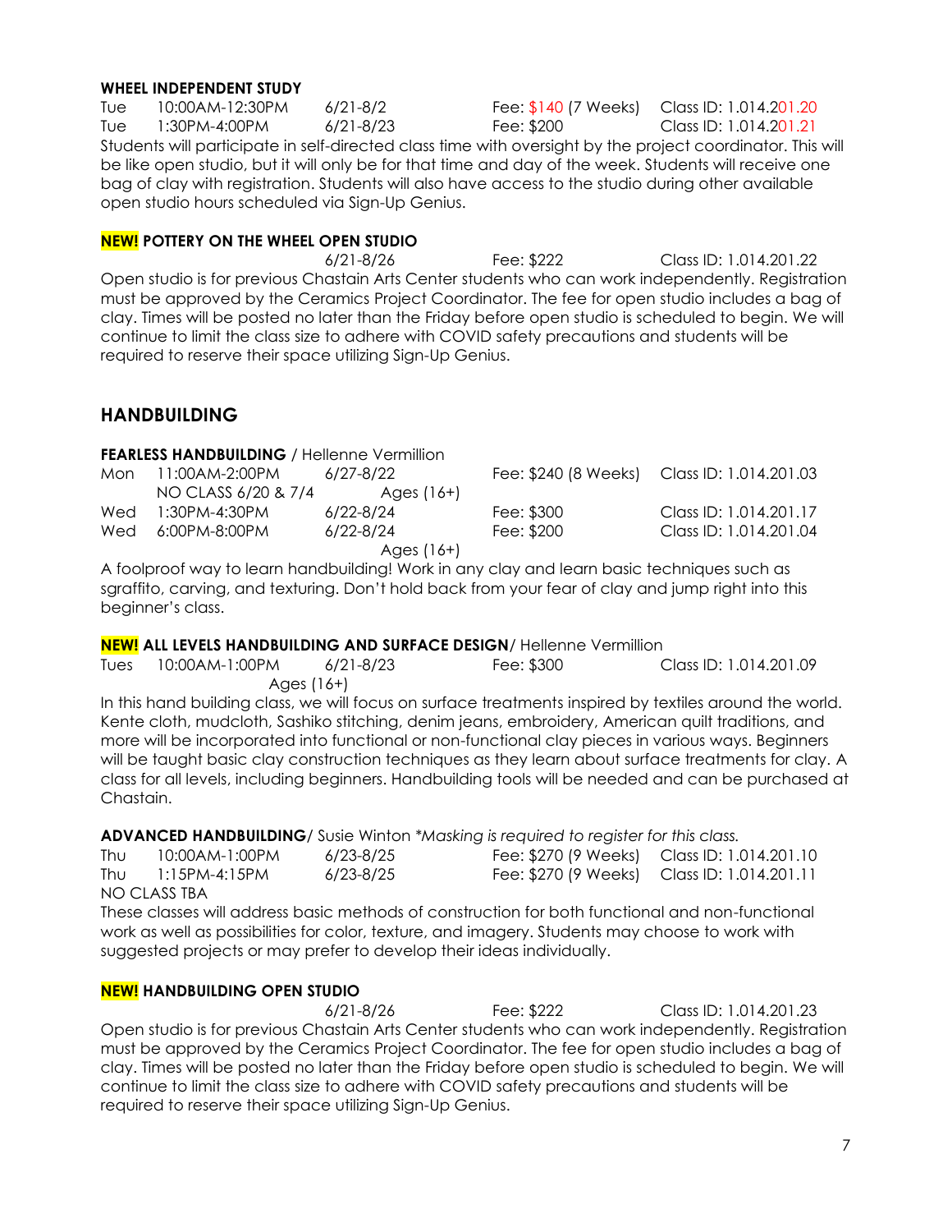**WHEEL INDEPENDENT STUDY**

| | | | | |
|---|---|---|---|---|
| Tue | 10:00AM-12:30PM | 6/21-8/2 | Fee: $140 (7 Weeks) | Class ID: 1.014.201.20 |
| Tue | 1:30PM-4:00PM | 6/21-8/23 | Fee: $200 | Class ID: 1.014.201.21 |

Students will participate in self-directed class time with oversight by the project coordinator. This will be like open studio, but it will only be for that time and day of the week. Students will receive one bag of clay with registration. Students will also have access to the studio during other available open studio hours scheduled via Sign-Up Genius.

**NEW! POTTERY ON THE WHEEL OPEN STUDIO**

6/21-8/26 Fee: $222 Class ID: 1.014.201.22

Open studio is for previous Chastain Arts Center students who can work independently. Registration must be approved by the Ceramics Project Coordinator. The fee for open studio includes a bag of clay. Times will be posted no later than the Friday before open studio is scheduled to begin. We will continue to limit the class size to adhere with COVID safety precautions and students will be required to reserve their space utilizing Sign-Up Genius.

## HANDBUILDING

**FEARLESS HANDBUILDING** / Hellenne Vermillion

| | | | | |
|---|---|---|---|---|
| Mon | 11:00AM-2:00PM | 6/27-8/22 | Fee: $240 (8 Weeks) | Class ID: 1.014.201.03 |
| | NO CLASS 6/20 & 7/4 | Ages (16+) | | |
| Wed | 1:30PM-4:30PM | 6/22-8/24 | Fee: $300 | Class ID: 1.014.201.17 |
| Wed | 6:00PM-8:00PM | 6/22-8/24 | Fee: $200 | Class ID: 1.014.201.04 |
| | | Ages (16+) | | |

A foolproof way to learn handbuilding! Work in any clay and learn basic techniques such as sgraffito, carving, and texturing. Don't hold back from your fear of clay and jump right into this beginner's class.

**NEW! ALL LEVELS HANDBUILDING AND SURFACE DESIGN**/ Hellenne Vermillion

| | | | | |
|---|---|---|---|---|
| Tues | 10:00AM-1:00PM | 6/21-8/23 | Fee: $300 | Class ID: 1.014.201.09 |
| | Ages (16+) | | | |

In this hand building class, we will focus on surface treatments inspired by textiles around the world. Kente cloth, mudcloth, Sashiko stitching, denim jeans, embroidery, American quilt traditions, and more will be incorporated into functional or non-functional clay pieces in various ways. Beginners will be taught basic clay construction techniques as they learn about surface treatments for clay. A class for all levels, including beginners. Handbuilding tools will be needed and can be purchased at Chastain.

**ADVANCED HANDBUILDING**/ Susie Winton *\*Masking is required to register for this class.*

| | | | | |
|---|---|---|---|---|
| Thu | 10:00AM-1:00PM | 6/23-8/25 | Fee: $270 (9 Weeks) | Class ID: 1.014.201.10 |
| Thu | 1:15PM-4:15PM | 6/23-8/25 | Fee: $270 (9 Weeks) | Class ID: 1.014.201.11 |

NO CLASS TBA

These classes will address basic methods of construction for both functional and non-functional work as well as possibilities for color, texture, and imagery. Students may choose to work with suggested projects or may prefer to develop their ideas individually.

**NEW! HANDBUILDING OPEN STUDIO**

6/21-8/26 Fee: $222 Class ID: 1.014.201.23

Open studio is for previous Chastain Arts Center students who can work independently. Registration must be approved by the Ceramics Project Coordinator. The fee for open studio includes a bag of clay. Times will be posted no later than the Friday before open studio is scheduled to begin. We will continue to limit the class size to adhere with COVID safety precautions and students will be required to reserve their space utilizing Sign-Up Genius.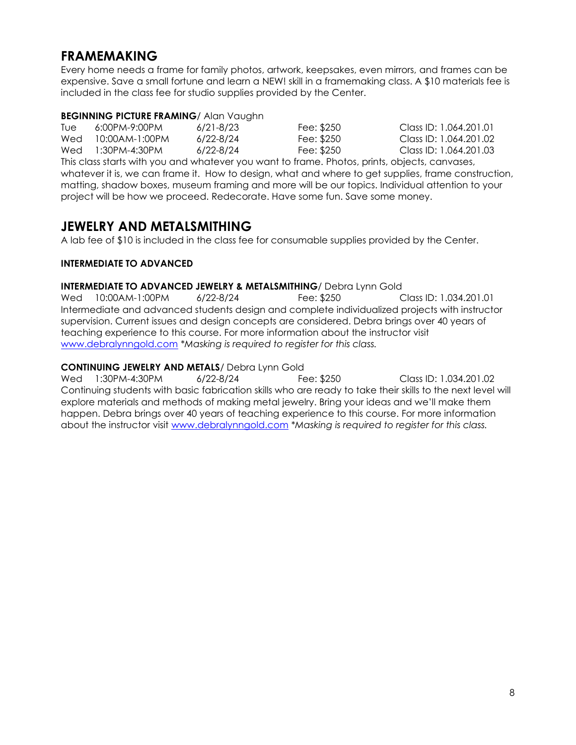## FRAMEMAKING

Every home needs a frame for family photos, artwork, keepsakes, even mirrors, and frames can be expensive. Save a small fortune and learn a NEW! skill in a framemaking class. A $10 materials fee is included in the class fee for studio supplies provided by the Center.

**BEGINNING PICTURE FRAMING**/ Alan Vaughn

| | | | | |
|---|---|---|---|---|
| Tue | 6:00PM-9:00PM | 6/21-8/23 | Fee: $250 | Class ID: 1.064.201.01 |
| Wed | 10:00AM-1:00PM | 6/22-8/24 | Fee: $250 | Class ID: 1.064.201.02 |
| Wed | 1:30PM-4:30PM | 6/22-8/24 | Fee: $250 | Class ID: 1.064.201.03 |

This class starts with you and whatever you want to frame. Photos, prints, objects, canvases, whatever it is, we can frame it. How to design, what and where to get supplies, frame construction, matting, shadow boxes, museum framing and more will be our topics. Individual attention to your project will be how we proceed. Redecorate. Have some fun. Save some money.

## JEWELRY AND METALSMITHING

A lab fee of $10 is included in the class fee for consumable supplies provided by the Center.

**INTERMEDIATE TO ADVANCED**

**INTERMEDIATE TO ADVANCED JEWELRY & METALSMITHING**/ Debra Lynn Gold

| | | | | |
|---|---|---|---|---|
| Wed | 10:00AM-1:00PM | 6/22-8/24 | Fee: $250 | Class ID: 1.034.201.01 |

Intermediate and advanced students design and complete individualized projects with instructor supervision. Current issues and design concepts are considered. Debra brings over 40 years of teaching experience to this course. For more information about the instructor visit www.debralynngold.com *\*Masking is required to register for this class.*

**CONTINUING JEWELRY AND METALS**/ Debra Lynn Gold

| | | | | |
|---|---|---|---|---|
| Wed | 1:30PM-4:30PM | 6/22-8/24 | Fee: $250 | Class ID: 1.034.201.02 |

Continuing students with basic fabrication skills who are ready to take their skills to the next level will explore materials and methods of making metal jewelry. Bring your ideas and we'll make them happen. Debra brings over 40 years of teaching experience to this course. For more information about the instructor visit www.debralynngold.com *\*Masking is required to register for this class.*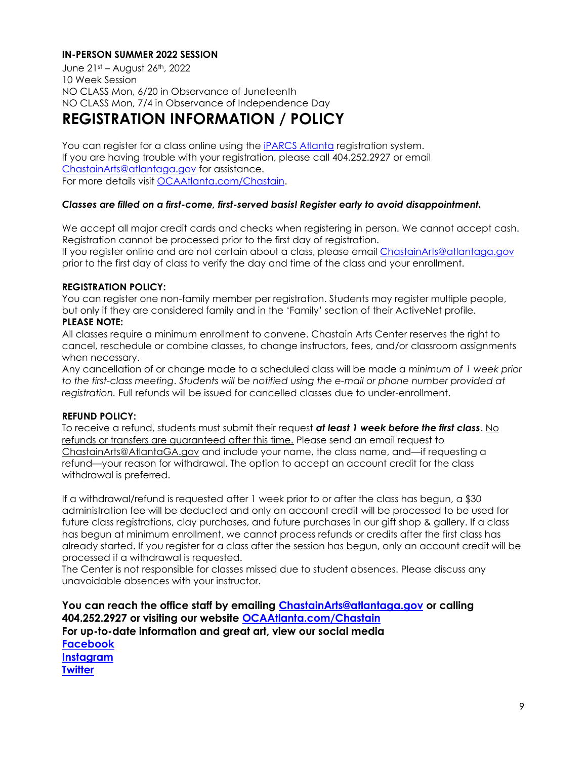**IN-PERSON SUMMER 2022 SESSION**

June 21st – August 26th, 2022
10 Week Session
NO CLASS Mon, 6/20 in Observance of Juneteenth
NO CLASS Mon, 7/4 in Observance of Independence Day

# REGISTRATION INFORMATION / POLICY

You can register for a class online using the iPARCS Atlanta registration system.
If you are having trouble with your registration, please call 404.252.2927 or email ChastainArts@atlantaga.gov for assistance.
For more details visit OCAAtlanta.com/Chastain.

***Classes are filled on a first-come, first-served basis! Register early to avoid disappointment.***

We accept all major credit cards and checks when registering in person. We cannot accept cash.
Registration cannot be processed prior to the first day of registration.
If you register online and are not certain about a class, please email ChastainArts@atlantaga.gov prior to the first day of class to verify the day and time of the class and your enrollment.

**REGISTRATION POLICY:**
You can register one non-family member per registration. Students may register multiple people, but only if they are considered family and in the 'Family' section of their ActiveNet profile.
**PLEASE NOTE:**
All classes require a minimum enrollment to convene. Chastain Arts Center reserves the right to cancel, reschedule or combine classes, to change instructors, fees, and/or classroom assignments when necessary.
Any cancellation of or change made to a scheduled class will be made a *minimum of 1 week prior to the first-class meeting*. *Students will be notified using the e-mail or phone number provided at registration.* Full refunds will be issued for cancelled classes due to under-enrollment.

**REFUND POLICY:**
To receive a refund, students must submit their request ***at least 1 week before the first class***. No refunds or transfers are guaranteed after this time. Please send an email request to ChastainArts@AtlantaGA.gov and include your name, the class name, and—if requesting a refund—your reason for withdrawal. The option to accept an account credit for the class withdrawal is preferred.

If a withdrawal/refund is requested after 1 week prior to or after the class has begun, a $30 administration fee will be deducted and only an account credit will be processed to be used for future class registrations, clay purchases, and future purchases in our gift shop & gallery. If a class has begun at minimum enrollment, we cannot process refunds or credits after the first class has already started. If you register for a class after the session has begun, only an account credit will be processed if a withdrawal is requested.
The Center is not responsible for classes missed due to student absences. Please discuss any unavoidable absences with your instructor.

**You can reach the office staff by emailing ChastainArts@atlantaga.gov or calling 404.252.2927 or visiting our website OCAAtlanta.com/Chastain**
**For up-to-date information and great art, view our social media**
**Facebook**
**Instagram**
**Twitter**